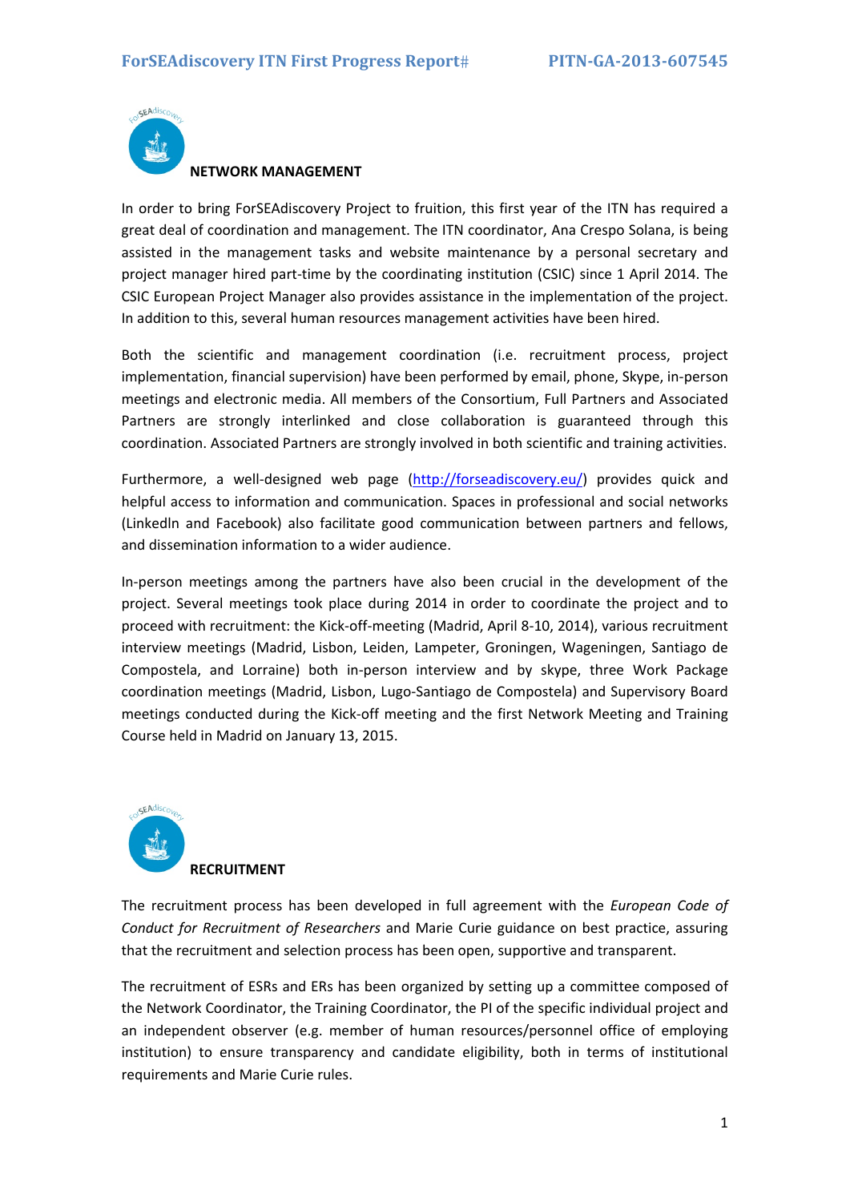## NETWORK MANAGEMENT

In order to bring ForSEAdiscovery Project to fruition, this first year of the ITN has required a great deal of coordination and management. The ITN coordinator, Ana Crespo Solana, is being assisted in the management tasks and website maintenance by a personal secretary and project manager hired part-time by the coordinating institution (CSIC) since 1 April 2014. The CSIC European Project Manager also provides assistance in the implementation of the project. In addition to this, several human resources management activities have been hired.

Both the scientific and management coordination (i.e. recruitment process, project implementation, financial supervision) have been performed by email, phone, Skype, in-person meetings and electronic media. All members of the Consortium, Full Partners and Associated Partners are strongly interlinked and close collaboration is guaranteed through this coordination. Associated Partners are strongly involved in both scientific and training activities.

Furthermore, a well-designed web page (http://forseadiscovery.eu/) provides quick and helpful access to information and communication. Spaces in professional and social networks (Linkedln and Facebook) also facilitate good communication between partners and fellows, and dissemination information to a wider audience.

In-person meetings among the partners have also been crucial in the development of the project. Several meetings took place during 2014 in order to coordinate the project and to proceed with recruitment: the Kick-off-meeting (Madrid, April 8-10, 2014), various recruitment interview meetings (Madrid, Lisbon, Leiden, Lampeter, Groningen, Wageningen, Santiago de Compostela, and Lorraine) both in-person interview and by skype, three Work Package coordination meetings (Madrid, Lisbon, Lugo-Santiago de Compostela) and Supervisory Board meetings conducted during the Kick-off meeting and the first Network Meeting and Training Course held in Madrid on January 13, 2015.

## RECRUITMENT

The recruitment process has been developed in full agreement with the *European Code of Conduct for Recruitment of Researchers* and Marie Curie guidance on best practice, assuring that the recruitment and selection process has been open, supportive and transparent.

The recruitment of ESRs and ERs has been organized by setting up a committee composed of the Network Coordinator, the Training Coordinator, the PI of the specific individual project and an independent observer (e.g. member of human resources/personnel office of employing institution) to ensure transparency and candidate eligibility, both in terms of institutional requirements and Marie Curie rules.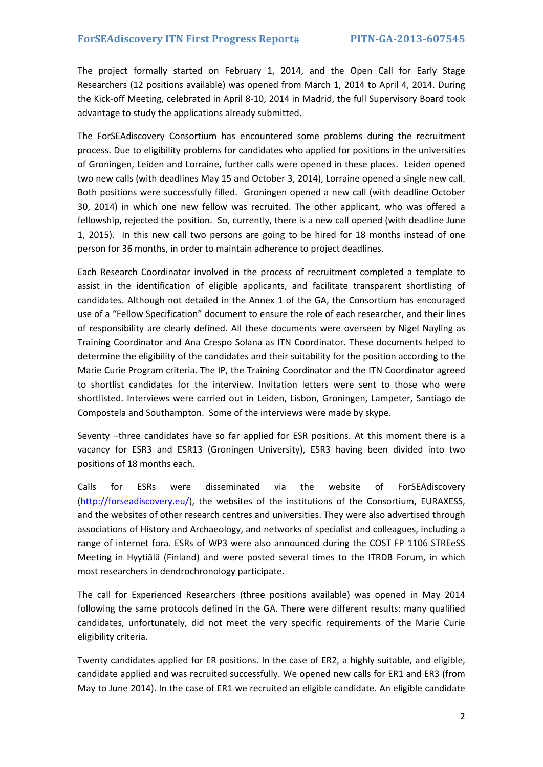The project formally started on February 1, 2014, and the Open Call for Early Stage Researchers (12 positions available) was opened from March 1, 2014 to April 4, 2014. During the Kick-off Meeting, celebrated in April 8-10, 2014 in Madrid, the full Supervisory Board took advantage to study the applications already submitted.

The ForSEAdiscovery Consortium has encountered some problems during the recruitment process. Due to eligibility problems for candidates who applied for positions in the universities of Groningen, Leiden and Lorraine, further calls were opened in these places. Leiden opened two new calls (with deadlines May 15 and October 3, 2014), Lorraine opened a single new call. Both positions were successfully filled. Groningen opened a new call (with deadline October 30, 2014) in which one new fellow was recruited. The other applicant, who was offered a fellowship, rejected the position. So, currently, there is a new call opened (with deadline June 1, 2015). In this new call two persons are going to be hired for 18 months instead of one person for 36 months, in order to maintain adherence to project deadlines.

Each Research Coordinator involved in the process of recruitment completed a template to assist in the identification of eligible applicants, and facilitate transparent shortlisting of candidates. Although not detailed in the Annex 1 of the GA, the Consortium has encouraged use of a "Fellow Specification" document to ensure the role of each researcher, and their lines of responsibility are clearly defined. All these documents were overseen by Nigel Nayling as Training Coordinator and Ana Crespo Solana as ITN Coordinator. These documents helped to determine the eligibility of the candidates and their suitability for the position according to the Marie Curie Program criteria. The IP, the Training Coordinator and the ITN Coordinator agreed to shortlist candidates for the interview. Invitation letters were sent to those who were shortlisted. Interviews were carried out in Leiden, Lisbon, Groningen, Lampeter, Santiago de Compostela and Southampton. Some of the interviews were made by skype.

Seventy –three candidates have so far applied for ESR positions. At this moment there is a vacancy for ESR3 and ESR13 (Groningen University), ESR3 having been divided into two positions of 18 months each.

Calls for ESRs were disseminated via the website of ForSEAdiscovery (http://forseadiscovery.eu/), the websites of the institutions of the Consortium, EURAXESS, and the websites of other research centres and universities. They were also advertised through associations of History and Archaeology, and networks of specialist and colleagues, including a range of internet fora. ESRs of WP3 were also announced during the COST FP 1106 STREeSS Meeting in Hyytiälä (Finland) and were posted several times to the ITRDB Forum, in which most researchers in dendrochronology participate.

The call for Experienced Researchers (three positions available) was opened in May 2014 following the same protocols defined in the GA. There were different results: many qualified candidates, unfortunately, did not meet the very specific requirements of the Marie Curie eligibility criteria.

Twenty candidates applied for ER positions. In the case of ER2, a highly suitable, and eligible, candidate applied and was recruited successfully. We opened new calls for ER1 and ER3 (from May to June 2014). In the case of ER1 we recruited an eligible candidate. An eligible candidate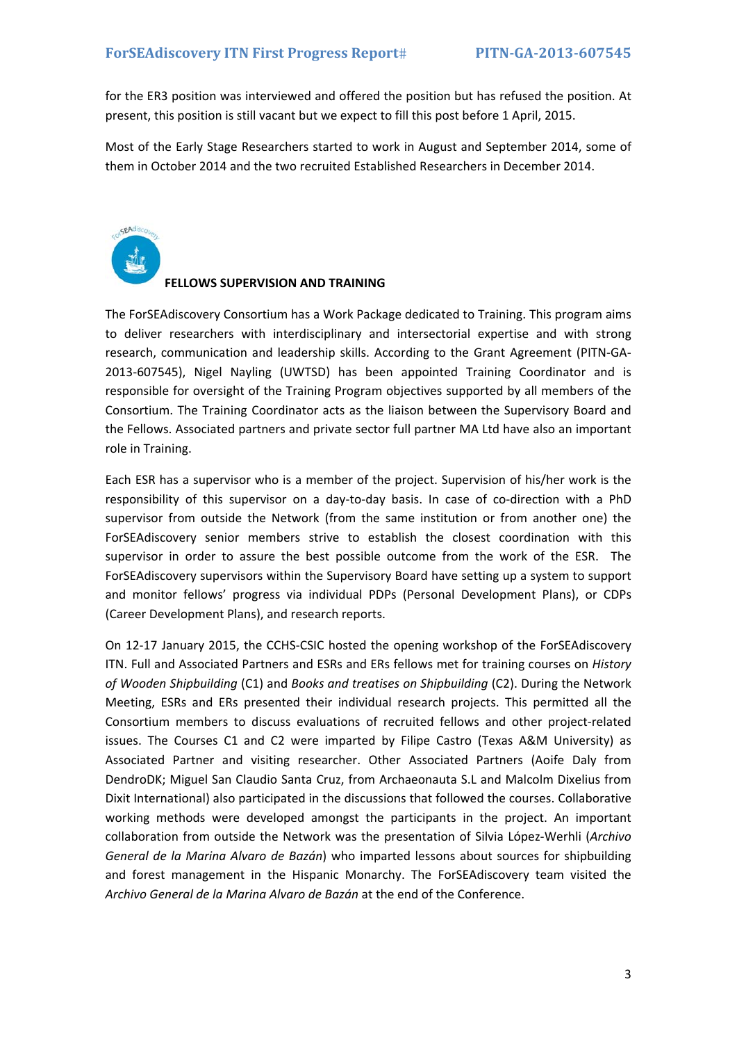for the ER3 position was interviewed and offered the position but has refused the position. At present, this position is still vacant but we expect to fill this post before 1 April, 2015.

Most of the Early Stage Researchers started to work in August and September 2014, some of them in October 2014 and the two recruited Established Researchers in December 2014.

## FELLOWS SUPERVISION AND TRAINING

The ForSEAdiscovery Consortium has a Work Package dedicated to Training. This program aims to deliver researchers with interdisciplinary and intersectorial expertise and with strong research, communication and leadership skills. According to the Grant Agreement (PITN-GA-2013-607545), Nigel Nayling (UWTSD) has been appointed Training Coordinator and is responsible for oversight of the Training Program objectives supported by all members of the Consortium. The Training Coordinator acts as the liaison between the Supervisory Board and the Fellows. Associated partners and private sector full partner MA Ltd have also an important role in Training.

Each ESR has a supervisor who is a member of the project. Supervision of his/her work is the responsibility of this supervisor on a day-to-day basis. In case of co-direction with a PhD supervisor from outside the Network (from the same institution or from another one) the ForSEAdiscovery senior members strive to establish the closest coordination with this supervisor in order to assure the best possible outcome from the work of the ESR. The ForSEAdiscovery supervisors within the Supervisory Board have setting up a system to support and monitor fellows' progress via individual PDPs (Personal Development Plans), or CDPs (Career Development Plans), and research reports.

On 12-17 January 2015, the CCHS-CSIC hosted the opening workshop of the ForSEAdiscovery ITN. Full and Associated Partners and ESRs and ERs fellows met for training courses on *History of Wooden Shipbuilding* (C1) and *Books and treatises on Shipbuilding* (C2). During the Network Meeting, ESRs and ERs presented their individual research projects. This permitted all the Consortium members to discuss evaluations of recruited fellows and other project-related issues. The Courses C1 and C2 were imparted by Filipe Castro (Texas A&M University) as Associated Partner and visiting researcher. Other Associated Partners (Aoife Daly from DendroDK; Miguel San Claudio Santa Cruz, from Archaeonauta S.L and Malcolm Dixelius from Dixit International) also participated in the discussions that followed the courses. Collaborative working methods were developed amongst the participants in the project. An important collaboration from outside the Network was the presentation of Silvia López-Werhli (*Archivo General de la Marina Alvaro de Bazán*) who imparted lessons about sources for shipbuilding and forest management in the Hispanic Monarchy. The ForSEAdiscovery team visited the *Archivo General de la Marina Alvaro de Bazán* at the end of the Conference.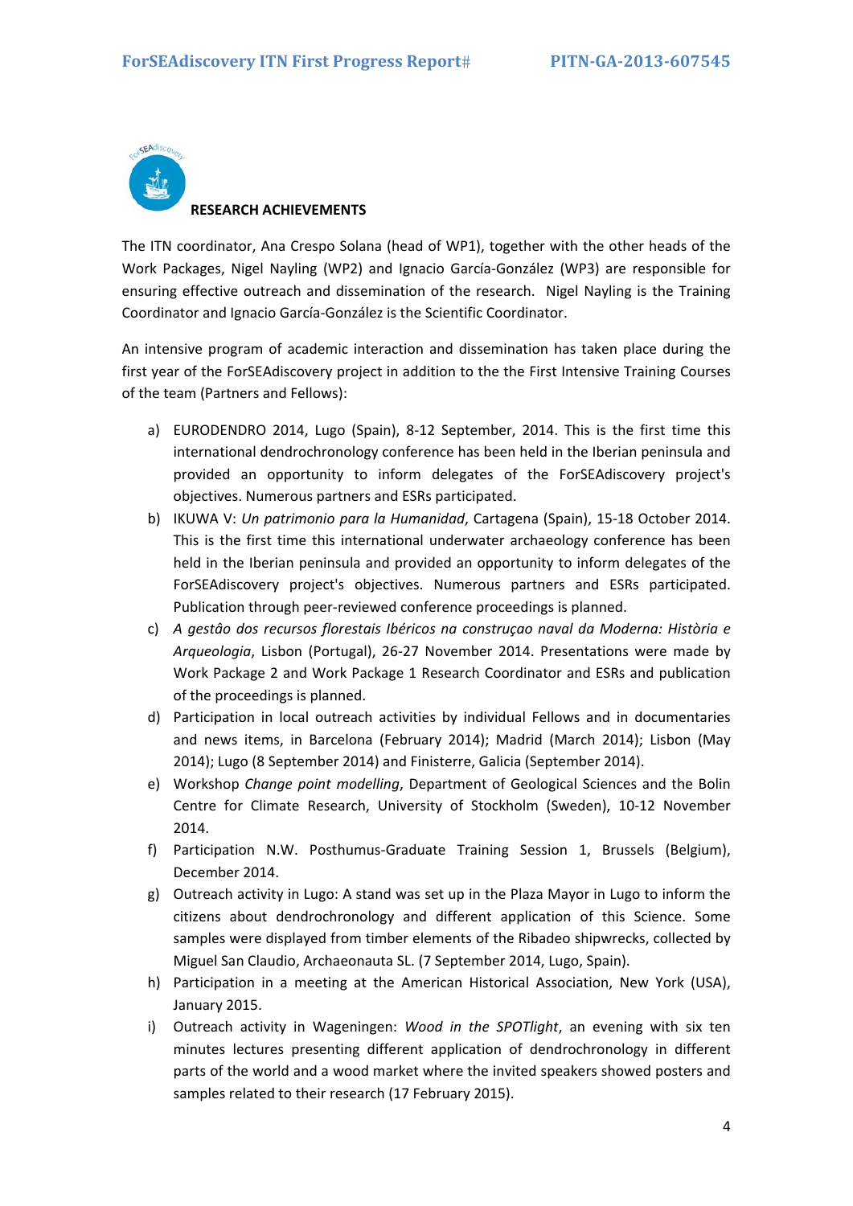**RESEARCH ACHIEVEMENTS**

The ITN coordinator, Ana Crespo Solana (head of WP1), together with the other heads of the Work Packages, Nigel Nayling (WP2) and Ignacio García-González (WP3) are responsible for ensuring effective outreach and dissemination of the research. Nigel Nayling is the Training Coordinator and Ignacio García-González is the Scientific Coordinator.

An intensive program of academic interaction and dissemination has taken place during the first year of the ForSEAdiscovery project in addition to the the First Intensive Training Courses of the team (Partners and Fellows):

a) EURODENDRO 2014, Lugo (Spain), 8-12 September, 2014. This is the first time this international dendrochronology conference has been held in the Iberian peninsula and provided an opportunity to inform delegates of the ForSEAdiscovery project's objectives. Numerous partners and ESRs participated.

b) IKUWA V: *Un patrimonio para la Humanidad*, Cartagena (Spain), 15-18 October 2014. This is the first time this international underwater archaeology conference has been held in the Iberian peninsula and provided an opportunity to inform delegates of the ForSEAdiscovery project's objectives. Numerous partners and ESRs participated. Publication through peer-reviewed conference proceedings is planned.

c) *A gestâo dos recursos florestais Ibéricos na construçao naval da Moderna: Història e Arqueologia*, Lisbon (Portugal), 26-27 November 2014. Presentations were made by Work Package 2 and Work Package 1 Research Coordinator and ESRs and publication of the proceedings is planned.

d) Participation in local outreach activities by individual Fellows and in documentaries and news items, in Barcelona (February 2014); Madrid (March 2014); Lisbon (May 2014); Lugo (8 September 2014) and Finisterre, Galicia (September 2014).

e) Workshop *Change point modelling*, Department of Geological Sciences and the Bolin Centre for Climate Research, University of Stockholm (Sweden), 10-12 November 2014.

f) Participation N.W. Posthumus-Graduate Training Session 1, Brussels (Belgium), December 2014.

g) Outreach activity in Lugo: A stand was set up in the Plaza Mayor in Lugo to inform the citizens about dendrochronology and different application of this Science. Some samples were displayed from timber elements of the Ribadeo shipwrecks, collected by Miguel San Claudio, Archaeonauta SL. (7 September 2014, Lugo, Spain).

h) Participation in a meeting at the American Historical Association, New York (USA), January 2015.

i) Outreach activity in Wageningen: *Wood in the SPOTlight*, an evening with six ten minutes lectures presenting different application of dendrochronology in different parts of the world and a wood market where the invited speakers showed posters and samples related to their research (17 February 2015).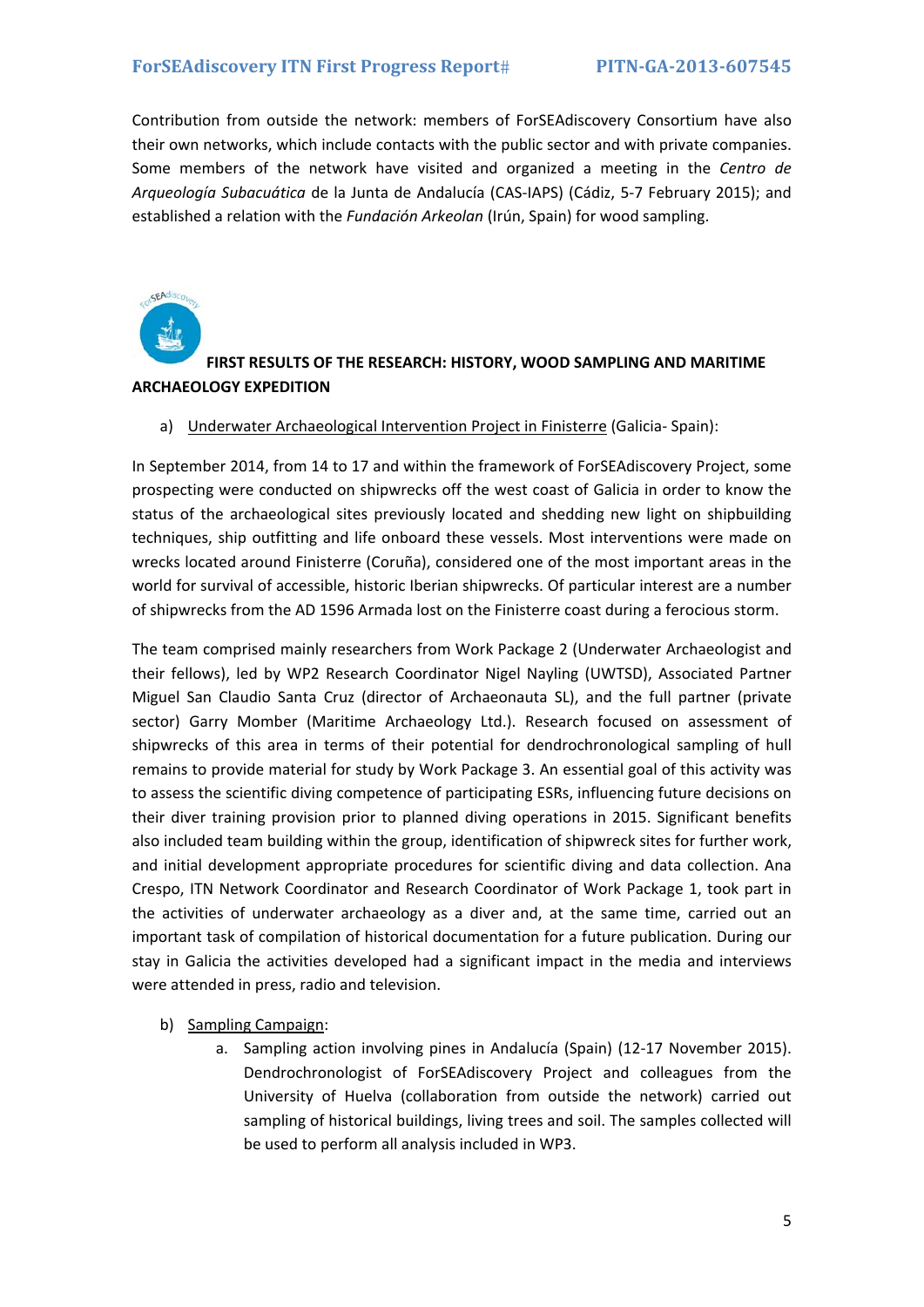Contribution from outside the network: members of ForSEAdiscovery Consortium have also their own networks, which include contacts with the public sector and with private companies. Some members of the network have visited and organized a meeting in the *Centro de Arqueología Subacuática* de la Junta de Andalucía (CAS-IAPS) (Cádiz, 5-7 February 2015); and established a relation with the *Fundación Arkeolan* (Irún, Spain) for wood sampling.

## FIRST RESULTS OF THE RESEARCH: HISTORY, WOOD SAMPLING AND MARITIME ARCHAEOLOGY EXPEDITION

a) Underwater Archaeological Intervention Project in Finisterre (Galicia- Spain):

In September 2014, from 14 to 17 and within the framework of ForSEAdiscovery Project, some prospecting were conducted on shipwrecks off the west coast of Galicia in order to know the status of the archaeological sites previously located and shedding new light on shipbuilding techniques, ship outfitting and life onboard these vessels. Most interventions were made on wrecks located around Finisterre (Coruña), considered one of the most important areas in the world for survival of accessible, historic Iberian shipwrecks. Of particular interest are a number of shipwrecks from the AD 1596 Armada lost on the Finisterre coast during a ferocious storm.

The team comprised mainly researchers from Work Package 2 (Underwater Archaeologist and their fellows), led by WP2 Research Coordinator Nigel Nayling (UWTSD), Associated Partner Miguel San Claudio Santa Cruz (director of Archaeonauta SL), and the full partner (private sector) Garry Momber (Maritime Archaeology Ltd.). Research focused on assessment of shipwrecks of this area in terms of their potential for dendrochronological sampling of hull remains to provide material for study by Work Package 3. An essential goal of this activity was to assess the scientific diving competence of participating ESRs, influencing future decisions on their diver training provision prior to planned diving operations in 2015. Significant benefits also included team building within the group, identification of shipwreck sites for further work, and initial development appropriate procedures for scientific diving and data collection. Ana Crespo, ITN Network Coordinator and Research Coordinator of Work Package 1, took part in the activities of underwater archaeology as a diver and, at the same time, carried out an important task of compilation of historical documentation for a future publication. During our stay in Galicia the activities developed had a significant impact in the media and interviews were attended in press, radio and television.

b) Sampling Campaign:
   a. Sampling action involving pines in Andalucía (Spain) (12-17 November 2015). Dendrochronologist of ForSEAdiscovery Project and colleagues from the University of Huelva (collaboration from outside the network) carried out sampling of historical buildings, living trees and soil. The samples collected will be used to perform all analysis included in WP3.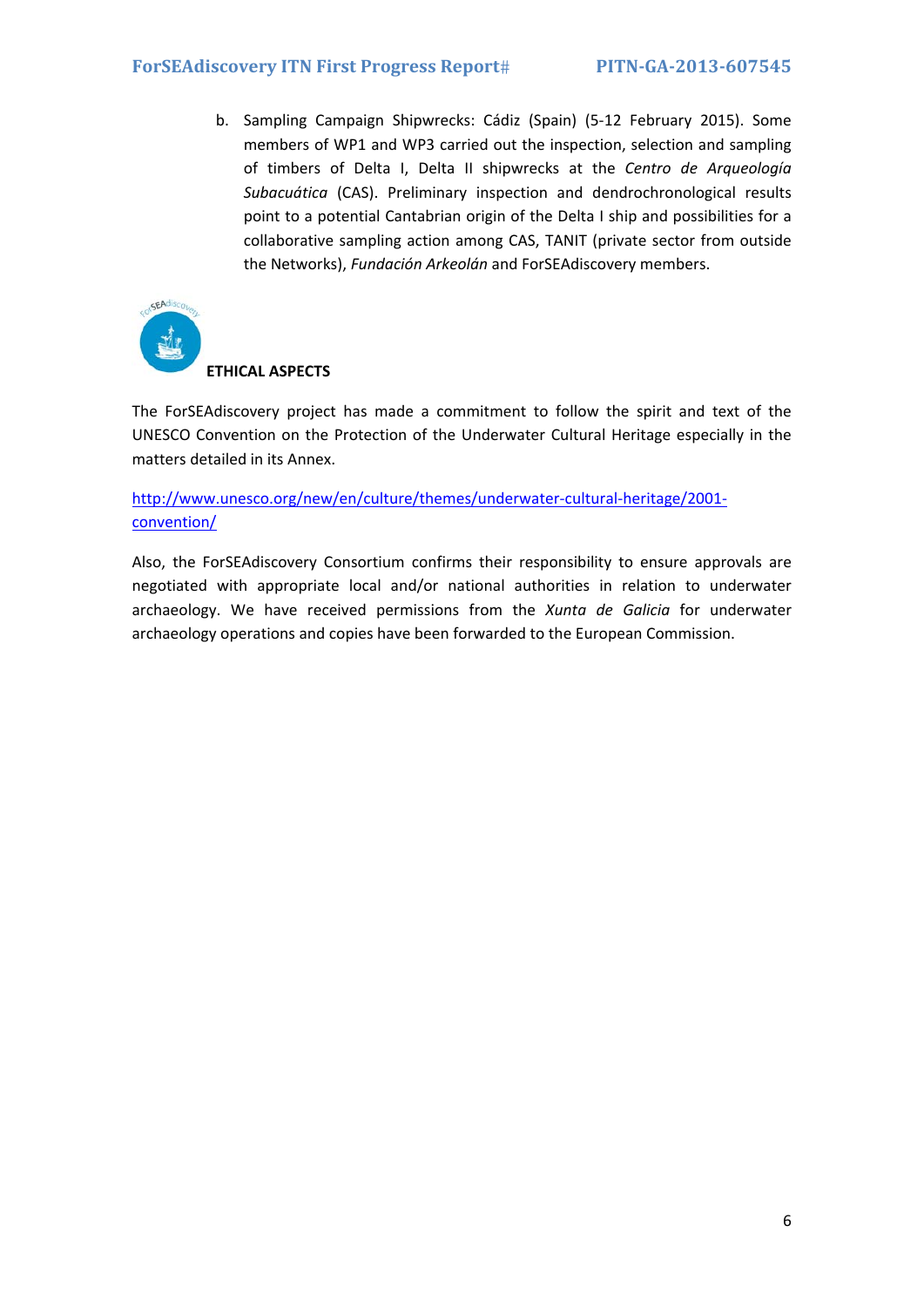b. Sampling Campaign Shipwrecks: Cádiz (Spain) (5-12 February 2015). Some members of WP1 and WP3 carried out the inspection, selection and sampling of timbers of Delta I, Delta II shipwrecks at the *Centro de Arqueología Subacuática* (CAS). Preliminary inspection and dendrochronological results point to a potential Cantabrian origin of the Delta I ship and possibilities for a collaborative sampling action among CAS, TANIT (private sector from outside the Networks), *Fundación Arkeolán* and ForSEAdiscovery members.

## ETHICAL ASPECTS

The ForSEAdiscovery project has made a commitment to follow the spirit and text of the UNESCO Convention on the Protection of the Underwater Cultural Heritage especially in the matters detailed in its Annex.

http://www.unesco.org/new/en/culture/themes/underwater-cultural-heritage/2001-convention/

Also, the ForSEAdiscovery Consortium confirms their responsibility to ensure approvals are negotiated with appropriate local and/or national authorities in relation to underwater archaeology. We have received permissions from the *Xunta de Galicia* for underwater archaeology operations and copies have been forwarded to the European Commission.